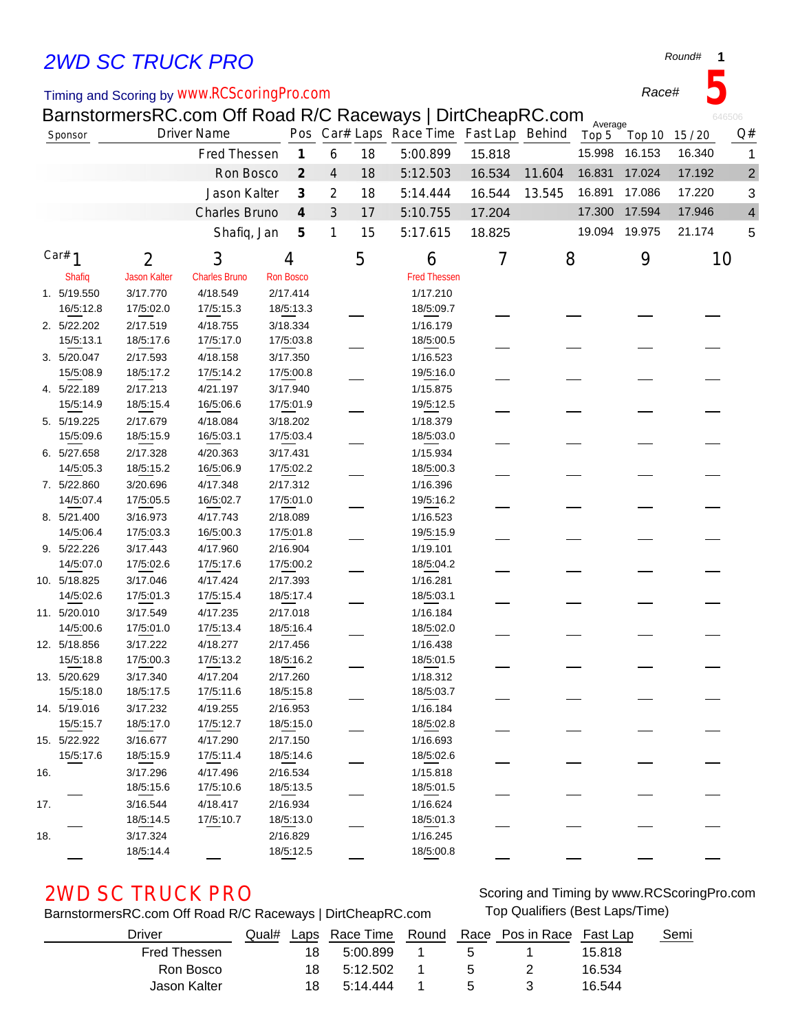# 2WD SC TRUCK PRO

Round# **1**

Timing and Scoring by www.RCScoringPro.com

Race# **5**

BarnstormersRC.com Off Road R/C Raceways | DirtCheapRC.com

646506

| Sponsor | Driver Name | Pos | Car# | Laps | Race Time | Fast Lap | Behind | Average Top 5 | Top 10 | 15 / 20 | Q# |
|---|---|---|---|---|---|---|---|---|---|---|---|
| | Fred Thessen | 1 | 6 | 18 | 5:00.899 | 15.818 | | 15.998 | 16.153 | 16.340 | 1 |
| | Ron Bosco | 2 | 4 | 18 | 5:12.503 | 16.534 | 11.604 | 16.831 | 17.024 | 17.192 | 2 |
| | Jason Kalter | 3 | 2 | 18 | 5:14.444 | 16.544 | 13.545 | 16.891 | 17.086 | 17.220 | 3 |
| | Charles Bruno | 4 | 3 | 17 | 5:10.755 | 17.204 | | 17.300 | 17.594 | 17.946 | 4 |
| | Shafiq, Jan | 5 | 1 | 15 | 5:17.615 | 18.825 | | 19.094 | 19.975 | 21.174 | 5 |

| Lap | Car# 1 Shafiq | 2 Jason Kalter | 3 Charles Bruno | 4 Ron Bosco | 5 | 6 Fred Thessen | 7 | 8 | 9 | 10 |
|---|---|---|---|---|---|---|---|---|---|---|
| 1. | 5/19.550 16/5:12.8 | 3/17.770 17/5:02.0 | 4/18.549 17/5:15.3 | 2/17.414 18/5:13.3 | | 1/17.210 18/5:09.7 | | | | |
| 2. | 5/22.202 15/5:13.1 | 2/17.519 18/5:17.6 | 4/18.755 17/5:17.0 | 3/18.334 17/5:03.8 | | 1/16.179 18/5:00.5 | | | | |
| 3. | 5/20.047 15/5:08.9 | 2/17.593 18/5:17.2 | 4/18.158 17/5:14.2 | 3/17.350 17/5:00.8 | | 1/16.523 19/5:16.0 | | | | |
| 4. | 5/22.189 15/5:14.9 | 2/17.213 18/5:15.4 | 4/21.197 16/5:06.6 | 3/17.940 17/5:01.9 | | 1/15.875 19/5:12.5 | | | | |
| 5. | 5/19.225 15/5:09.6 | 2/17.679 18/5:15.9 | 4/18.084 16/5:03.1 | 3/18.202 17/5:03.4 | | 1/18.379 18/5:03.0 | | | | |
| 6. | 5/27.658 14/5:05.3 | 2/17.328 18/5:15.2 | 4/20.363 16/5:06.9 | 3/17.431 17/5:02.2 | | 1/15.934 18/5:00.3 | | | | |
| 7. | 5/22.860 14/5:07.4 | 3/20.696 17/5:05.5 | 4/17.348 16/5:02.7 | 2/17.312 17/5:01.0 | | 1/16.396 19/5:16.2 | | | | |
| 8. | 5/21.400 14/5:06.4 | 3/16.973 17/5:03.3 | 4/17.743 16/5:00.3 | 2/18.089 17/5:01.8 | | 1/16.523 19/5:15.9 | | | | |
| 9. | 5/22.226 14/5:07.0 | 3/17.443 17/5:02.6 | 4/17.960 17/5:17.6 | 2/16.904 17/5:00.2 | | 1/19.101 18/5:04.2 | | | | |
| 10. | 5/18.825 14/5:02.6 | 3/17.046 17/5:01.3 | 4/17.424 17/5:15.4 | 2/17.393 18/5:17.4 | | 1/16.281 18/5:03.1 | | | | |
| 11. | 5/20.010 14/5:00.6 | 3/17.549 17/5:01.0 | 4/17.235 17/5:13.4 | 2/17.018 18/5:16.4 | | 1/16.184 18/5:02.0 | | | | |
| 12. | 5/18.856 15/5:18.8 | 3/17.222 17/5:00.3 | 4/18.277 17/5:13.2 | 2/17.456 18/5:16.2 | | 1/16.438 18/5:01.5 | | | | |
| 13. | 5/20.629 15/5:18.0 | 3/17.340 18/5:17.5 | 4/17.204 17/5:11.6 | 2/17.260 18/5:15.8 | | 1/18.312 18/5:03.7 | | | | |
| 14. | 5/19.016 15/5:15.7 | 3/17.232 18/5:17.0 | 4/19.255 17/5:12.7 | 2/16.953 18/5:15.0 | | 1/16.184 18/5:02.8 | | | | |
| 15. | 5/22.922 15/5:17.6 | 3/16.677 18/5:15.9 | 4/17.290 17/5:11.4 | 2/17.150 18/5:14.6 | | 1/16.693 18/5:02.6 | | | | |
| 16. | | 3/17.296 18/5:15.6 | 4/17.496 17/5:10.6 | 2/16.534 18/5:13.5 | | 1/15.818 18/5:01.5 | | | | |
| 17. | | 3/16.544 18/5:14.5 | 4/18.417 17/5:10.7 | 2/16.934 18/5:13.0 | | 1/16.624 18/5:01.3 | | | | |
| 18. | | 3/17.324 18/5:14.4 | | 2/16.829 18/5:12.5 | | 1/16.245 18/5:00.8 | | | | |

## 2WD SC TRUCK PRO

BarnstormersRC.com Off Road R/C Raceways | DirtCheapRC.com

Scoring and Timing by www.RCScoringPro.com

Top Qualifiers (Best Laps/Time)

| Driver | Qual# | Laps | Race Time | Round | Race | Pos in Race | Fast Lap | Semi |
|---|---|---|---|---|---|---|---|---|
| Fred Thessen | | 18 | 5:00.899 | 1 | 5 | 1 | 15.818 | |
| Ron Bosco | | 18 | 5:12.502 | 1 | 5 | 2 | 16.534 | |
| Jason Kalter | | 18 | 5:14.444 | 1 | 5 | 3 | 16.544 | |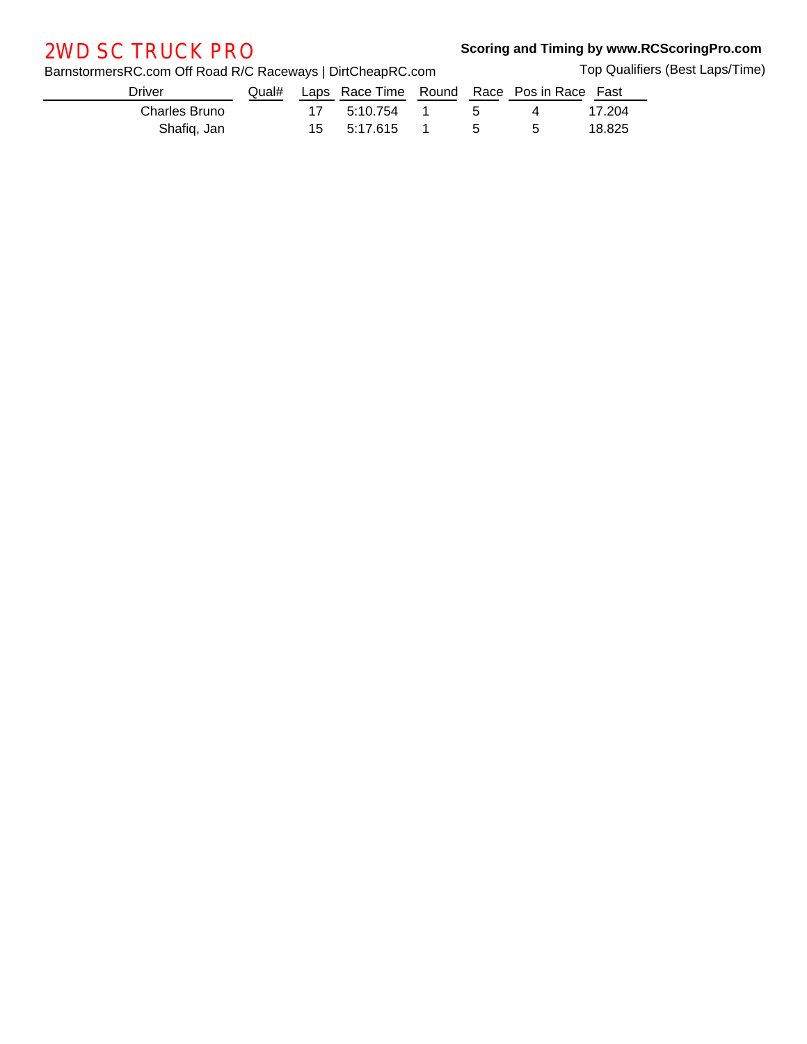# 2WD SC TRUCK PRO

**Scoring and Timing by www.RCScoringPro.com**

BarnstormersRC.com Off Road R/C Raceways | DirtCheapRC.com

Top Qualifiers (Best Laps/Time)

| Driver | Qual# | Laps | Race Time | Round | Race | Pos in Race | Fast |
|---|---|---|---|---|---|---|---|
| Charles Bruno | | 17 | 5:10.754 | 1 | 5 | 4 | 17.204 |
| Shafiq, Jan | | 15 | 5:17.615 | 1 | 5 | 5 | 18.825 |